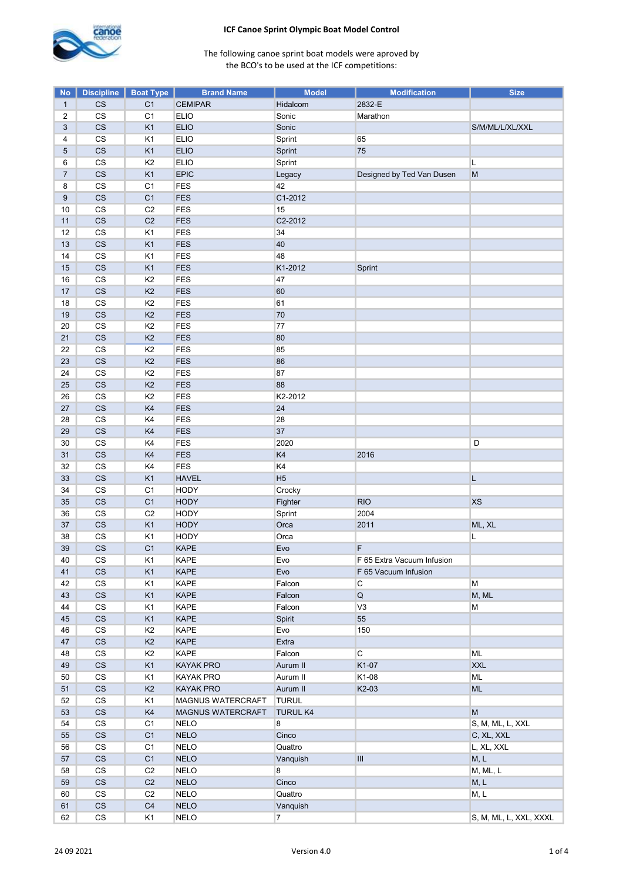# ICF Canoe Sprint Olympic Boat Model Control

The following canoe sprint boat models were aproved by the BCO's to be used at the ICF competitions:

| No | Discipline | Boat Type | Brand Name | Model | Modification | Size |
|---|---|---|---|---|---|---|
| 1 | CS | C1 | CEMIPAR | Hidalcom | 2832-E | |
| 2 | CS | C1 | ELIO | Sonic | Marathon | |
| 3 | CS | K1 | ELIO | Sonic | | S/M/ML/L/XL/XXL |
| 4 | CS | K1 | ELIO | Sprint | 65 | |
| 5 | CS | K1 | ELIO | Sprint | 75 | |
| 6 | CS | K2 | ELIO | Sprint | | L |
| 7 | CS | K1 | EPIC | Legacy | Designed by Ted Van Dusen | M |
| 8 | CS | C1 | FES | 42 | | |
| 9 | CS | C1 | FES | C1-2012 | | |
| 10 | CS | C2 | FES | 15 | | |
| 11 | CS | C2 | FES | C2-2012 | | |
| 12 | CS | K1 | FES | 34 | | |
| 13 | CS | K1 | FES | 40 | | |
| 14 | CS | K1 | FES | 48 | | |
| 15 | CS | K1 | FES | K1-2012 | Sprint | |
| 16 | CS | K2 | FES | 47 | | |
| 17 | CS | K2 | FES | 60 | | |
| 18 | CS | K2 | FES | 61 | | |
| 19 | CS | K2 | FES | 70 | | |
| 20 | CS | K2 | FES | 77 | | |
| 21 | CS | K2 | FES | 80 | | |
| 22 | CS | K2 | FES | 85 | | |
| 23 | CS | K2 | FES | 86 | | |
| 24 | CS | K2 | FES | 87 | | |
| 25 | CS | K2 | FES | 88 | | |
| 26 | CS | K2 | FES | K2-2012 | | |
| 27 | CS | K4 | FES | 24 | | |
| 28 | CS | K4 | FES | 28 | | |
| 29 | CS | K4 | FES | 37 | | |
| 30 | CS | K4 | FES | 2020 | | D |
| 31 | CS | K4 | FES | K4 | 2016 | |
| 32 | CS | K4 | FES | K4 | | |
| 33 | CS | K1 | HAVEL | H5 | | L |
| 34 | CS | C1 | HODY | Crocky | | |
| 35 | CS | C1 | HODY | Fighter | RIO | XS |
| 36 | CS | C2 | HODY | Sprint | 2004 | |
| 37 | CS | K1 | HODY | Orca | 2011 | ML, XL |
| 38 | CS | K1 | HODY | Orca | | L |
| 39 | CS | C1 | KAPE | Evo | F | |
| 40 | CS | K1 | KAPE | Evo | F 65 Extra Vacuum Infusion | |
| 41 | CS | K1 | KAPE | Evo | F 65 Vacuum Infusion | |
| 42 | CS | K1 | KAPE | Falcon | C | M |
| 43 | CS | K1 | KAPE | Falcon | Q | M, ML |
| 44 | CS | K1 | KAPE | Falcon | V3 | M |
| 45 | CS | K1 | KAPE | Spirit | 55 | |
| 46 | CS | K2 | KAPE | Evo | 150 | |
| 47 | CS | K2 | KAPE | Extra | | |
| 48 | CS | K2 | KAPE | Falcon | C | ML |
| 49 | CS | K1 | KAYAK PRO | Aurum II | K1-07 | XXL |
| 50 | CS | K1 | KAYAK PRO | Aurum II | K1-08 | ML |
| 51 | CS | K2 | KAYAK PRO | Aurum II | K2-03 | ML |
| 52 | CS | K1 | MAGNUS WATERCRAFT | TURUL | | |
| 53 | CS | K4 | MAGNUS WATERCRAFT | TURUL K4 | | M |
| 54 | CS | C1 | NELO | 8 | | S, M, ML, L, XXL |
| 55 | CS | C1 | NELO | Cinco | | C, XL, XXL |
| 56 | CS | C1 | NELO | Quattro | | L, XL, XXL |
| 57 | CS | C1 | NELO | Vanquish | III | M, L |
| 58 | CS | C2 | NELO | 8 | | M, ML, L |
| 59 | CS | C2 | NELO | Cinco | | M, L |
| 60 | CS | C2 | NELO | Quattro | | M, L |
| 61 | CS | C4 | NELO | Vanquish | | |
| 62 | CS | K1 | NELO | 7 | | S, M, ML, L, XXL, XXXL |

24 09 2021 Version 4.0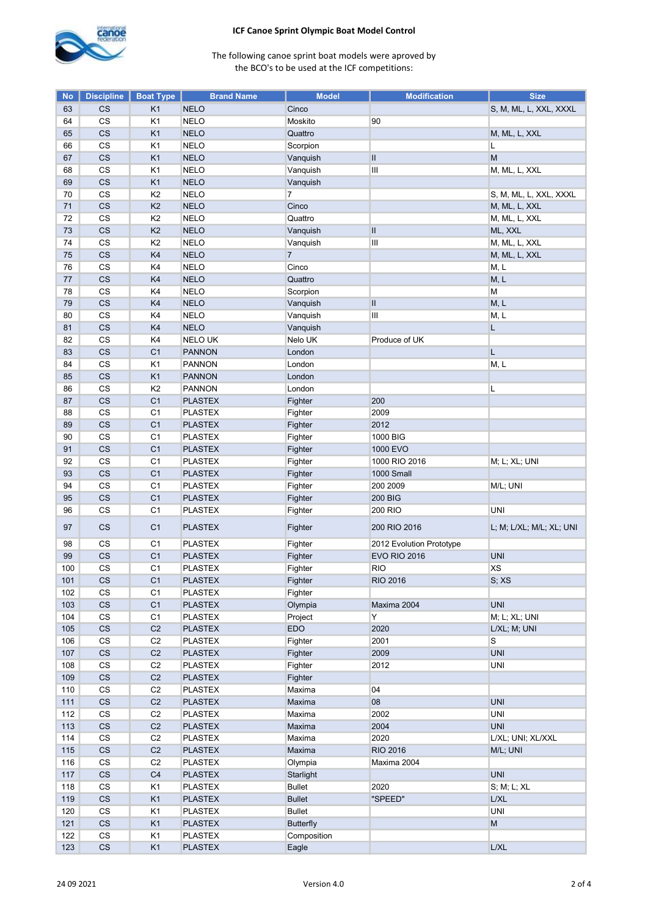**ICF Canoe Sprint Olympic Boat Model Control**

The following canoe sprint boat models were aproved by
the BCO's to be used at the ICF competitions:

| No | Discipline | Boat Type | Brand Name | Model | Modification | Size |
|---|---|---|---|---|---|---|
| 63 | CS | K1 | NELO | Cinco | | S, M, ML, L, XXL, XXXL |
| 64 | CS | K1 | NELO | Moskito | 90 | |
| 65 | CS | K1 | NELO | Quattro | | M, ML, L, XXL |
| 66 | CS | K1 | NELO | Scorpion | | L |
| 67 | CS | K1 | NELO | Vanquish | II | M |
| 68 | CS | K1 | NELO | Vanquish | III | M, ML, L, XXL |
| 69 | CS | K1 | NELO | Vanquish | | |
| 70 | CS | K2 | NELO | 7 | | S, M, ML, L, XXL, XXXL |
| 71 | CS | K2 | NELO | Cinco | | M, ML, L, XXL |
| 72 | CS | K2 | NELO | Quattro | | M, ML, L, XXL |
| 73 | CS | K2 | NELO | Vanquish | II | ML, XXL |
| 74 | CS | K2 | NELO | Vanquish | III | M, ML, L, XXL |
| 75 | CS | K4 | NELO | 7 | | M, ML, L, XXL |
| 76 | CS | K4 | NELO | Cinco | | M, L |
| 77 | CS | K4 | NELO | Quattro | | M, L |
| 78 | CS | K4 | NELO | Scorpion | | M |
| 79 | CS | K4 | NELO | Vanquish | II | M, L |
| 80 | CS | K4 | NELO | Vanquish | III | M, L |
| 81 | CS | K4 | NELO | Vanquish | | L |
| 82 | CS | K4 | NELO UK | Nelo UK | Produce of UK | |
| 83 | CS | C1 | PANNON | London | | L |
| 84 | CS | K1 | PANNON | London | | M, L |
| 85 | CS | K1 | PANNON | London | | |
| 86 | CS | K2 | PANNON | London | | L |
| 87 | CS | C1 | PLASTEX | Fighter | 200 | |
| 88 | CS | C1 | PLASTEX | Fighter | 2009 | |
| 89 | CS | C1 | PLASTEX | Fighter | 2012 | |
| 90 | CS | C1 | PLASTEX | Fighter | 1000 BIG | |
| 91 | CS | C1 | PLASTEX | Fighter | 1000 EVO | |
| 92 | CS | C1 | PLASTEX | Fighter | 1000 RIO 2016 | M; L; XL; UNI |
| 93 | CS | C1 | PLASTEX | Fighter | 1000 Small | |
| 94 | CS | C1 | PLASTEX | Fighter | 200 2009 | M/L; UNI |
| 95 | CS | C1 | PLASTEX | Fighter | 200 BIG | |
| 96 | CS | C1 | PLASTEX | Fighter | 200 RIO | UNI |
| 97 | CS | C1 | PLASTEX | Fighter | 200 RIO 2016 | L; M; L/XL; M/L; XL; UNI |
| 98 | CS | C1 | PLASTEX | Fighter | 2012 Evolution Prototype | |
| 99 | CS | C1 | PLASTEX | Fighter | EVO RIO 2016 | UNI |
| 100 | CS | C1 | PLASTEX | Fighter | RIO | XS |
| 101 | CS | C1 | PLASTEX | Fighter | RIO 2016 | S; XS |
| 102 | CS | C1 | PLASTEX | Fighter | | |
| 103 | CS | C1 | PLASTEX | Olympia | Maxima 2004 | UNI |
| 104 | CS | C1 | PLASTEX | Project | Y | M; L; XL; UNI |
| 105 | CS | C2 | PLASTEX | EDO | 2020 | L/XL; M; UNI |
| 106 | CS | C2 | PLASTEX | Fighter | 2001 | S |
| 107 | CS | C2 | PLASTEX | Fighter | 2009 | UNI |
| 108 | CS | C2 | PLASTEX | Fighter | 2012 | UNI |
| 109 | CS | C2 | PLASTEX | Fighter | | |
| 110 | CS | C2 | PLASTEX | Maxima | 04 | |
| 111 | CS | C2 | PLASTEX | Maxima | 08 | UNI |
| 112 | CS | C2 | PLASTEX | Maxima | 2002 | UNI |
| 113 | CS | C2 | PLASTEX | Maxima | 2004 | UNI |
| 114 | CS | C2 | PLASTEX | Maxima | 2020 | L/XL; UNI; XL/XXL |
| 115 | CS | C2 | PLASTEX | Maxima | RIO 2016 | M/L; UNI |
| 116 | CS | C2 | PLASTEX | Olympia | Maxima 2004 | |
| 117 | CS | C4 | PLASTEX | Starlight | | UNI |
| 118 | CS | K1 | PLASTEX | Bullet | 2020 | S; M; L; XL |
| 119 | CS | K1 | PLASTEX | Bullet | "SPEED" | L/XL |
| 120 | CS | K1 | PLASTEX | Bullet | | UNI |
| 121 | CS | K1 | PLASTEX | Butterfly | | M |
| 122 | CS | K1 | PLASTEX | Composition | | |
| 123 | CS | K1 | PLASTEX | Eagle | | L/XL |

24 09 2021 Version 4.0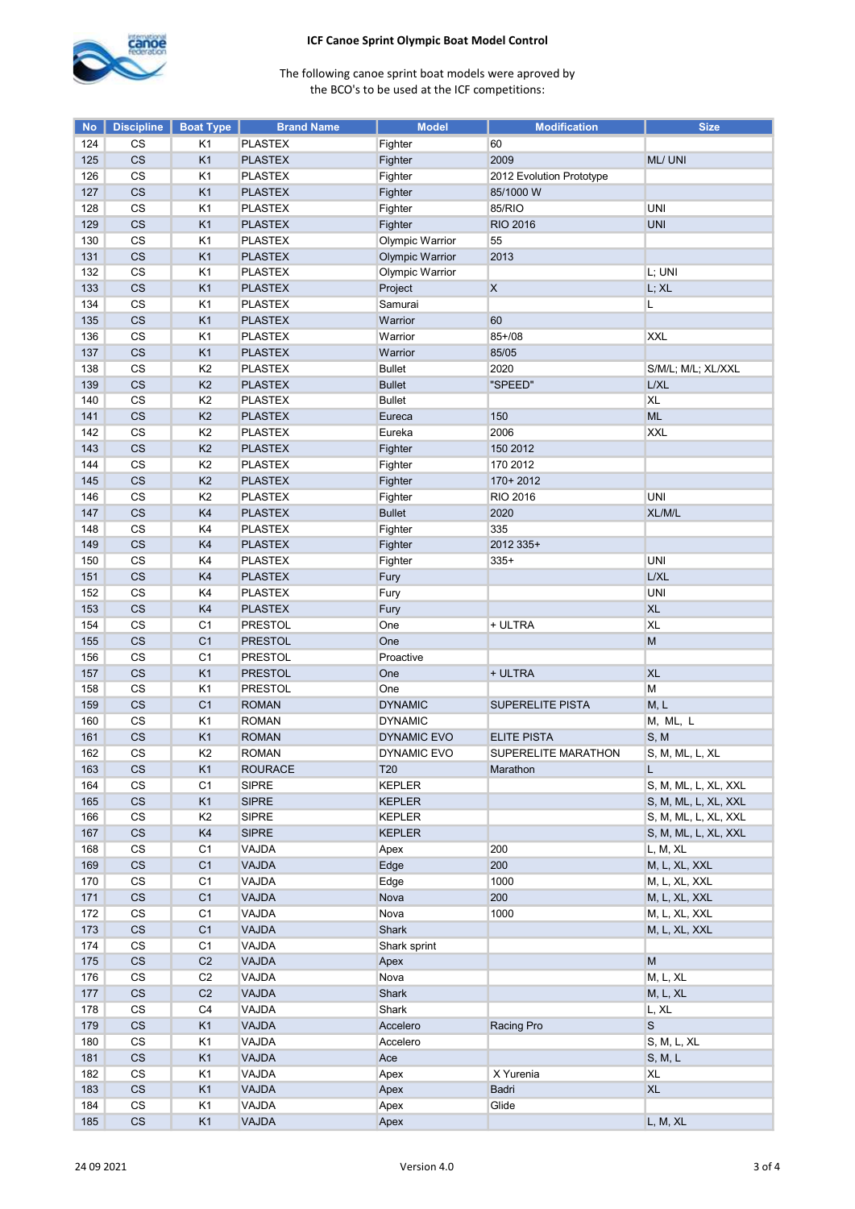**ICF Canoe Sprint Olympic Boat Model Control**

The following canoe sprint boat models were aproved by
the BCO's to be used at the ICF competitions:

| No | Discipline | Boat Type | Brand Name | Model | Modification | Size |
|---|---|---|---|---|---|---|
| 124 | CS | K1 | PLASTEX | Fighter | 60 | |
| 125 | CS | K1 | PLASTEX | Fighter | 2009 | ML/ UNI |
| 126 | CS | K1 | PLASTEX | Fighter | 2012 Evolution Prototype | |
| 127 | CS | K1 | PLASTEX | Fighter | 85/1000 W | |
| 128 | CS | K1 | PLASTEX | Fighter | 85/RIO | UNI |
| 129 | CS | K1 | PLASTEX | Fighter | RIO 2016 | UNI |
| 130 | CS | K1 | PLASTEX | Olympic Warrior | 55 | |
| 131 | CS | K1 | PLASTEX | Olympic Warrior | 2013 | |
| 132 | CS | K1 | PLASTEX | Olympic Warrior | | L; UNI |
| 133 | CS | K1 | PLASTEX | Project | X | L; XL |
| 134 | CS | K1 | PLASTEX | Samurai | | L |
| 135 | CS | K1 | PLASTEX | Warrior | 60 | |
| 136 | CS | K1 | PLASTEX | Warrior | 85+/08 | XXL |
| 137 | CS | K1 | PLASTEX | Warrior | 85/05 | |
| 138 | CS | K2 | PLASTEX | Bullet | 2020 | S/M/L; M/L; XL/XXL |
| 139 | CS | K2 | PLASTEX | Bullet | "SPEED" | L/XL |
| 140 | CS | K2 | PLASTEX | Bullet | | XL |
| 141 | CS | K2 | PLASTEX | Eureca | 150 | ML |
| 142 | CS | K2 | PLASTEX | Eureka | 2006 | XXL |
| 143 | CS | K2 | PLASTEX | Fighter | 150 2012 | |
| 144 | CS | K2 | PLASTEX | Fighter | 170 2012 | |
| 145 | CS | K2 | PLASTEX | Fighter | 170+ 2012 | |
| 146 | CS | K2 | PLASTEX | Fighter | RIO 2016 | UNI |
| 147 | CS | K4 | PLASTEX | Bullet | 2020 | XL/M/L |
| 148 | CS | K4 | PLASTEX | Fighter | 335 | |
| 149 | CS | K4 | PLASTEX | Fighter | 2012 335+ | |
| 150 | CS | K4 | PLASTEX | Fighter | 335+ | UNI |
| 151 | CS | K4 | PLASTEX | Fury | | L/XL |
| 152 | CS | K4 | PLASTEX | Fury | | UNI |
| 153 | CS | K4 | PLASTEX | Fury | | XL |
| 154 | CS | C1 | PRESTOL | One | + ULTRA | XL |
| 155 | CS | C1 | PRESTOL | One | | M |
| 156 | CS | C1 | PRESTOL | Proactive | | |
| 157 | CS | K1 | PRESTOL | One | + ULTRA | XL |
| 158 | CS | K1 | PRESTOL | One | | M |
| 159 | CS | C1 | ROMAN | DYNAMIC | SUPERELITE PISTA | M, L |
| 160 | CS | K1 | ROMAN | DYNAMIC | | M, ML, L |
| 161 | CS | K1 | ROMAN | DYNAMIC EVO | ELITE PISTA | S, M |
| 162 | CS | K2 | ROMAN | DYNAMIC EVO | SUPERELITE MARATHON | S, M, ML, L, XL |
| 163 | CS | K1 | ROURACE | T20 | Marathon | L |
| 164 | CS | C1 | SIPRE | KEPLER | | S, M, ML, L, XL, XXL |
| 165 | CS | K1 | SIPRE | KEPLER | | S, M, ML, L, XL, XXL |
| 166 | CS | K2 | SIPRE | KEPLER | | S, M, ML, L, XL, XXL |
| 167 | CS | K4 | SIPRE | KEPLER | | S, M, ML, L, XL, XXL |
| 168 | CS | C1 | VAJDA | Apex | 200 | L, M, XL |
| 169 | CS | C1 | VAJDA | Edge | 200 | M, L, XL, XXL |
| 170 | CS | C1 | VAJDA | Edge | 1000 | M, L, XL, XXL |
| 171 | CS | C1 | VAJDA | Nova | 200 | M, L, XL, XXL |
| 172 | CS | C1 | VAJDA | Nova | 1000 | M, L, XL, XXL |
| 173 | CS | C1 | VAJDA | Shark | | M, L, XL, XXL |
| 174 | CS | C1 | VAJDA | Shark sprint | | |
| 175 | CS | C2 | VAJDA | Apex | | M |
| 176 | CS | C2 | VAJDA | Nova | | M, L, XL |
| 177 | CS | C2 | VAJDA | Shark | | M, L, XL |
| 178 | CS | C4 | VAJDA | Shark | | L, XL |
| 179 | CS | K1 | VAJDA | Accelero | Racing Pro | S |
| 180 | CS | K1 | VAJDA | Accelero | | S, M, L, XL |
| 181 | CS | K1 | VAJDA | Ace | | S, M, L |
| 182 | CS | K1 | VAJDA | Apex | X Yurenia | XL |
| 183 | CS | K1 | VAJDA | Apex | Badri | XL |
| 184 | CS | K1 | VAJDA | Apex | Glide | |
| 185 | CS | K1 | VAJDA | Apex | | L, M, XL |

24 09 2021 Version 4.0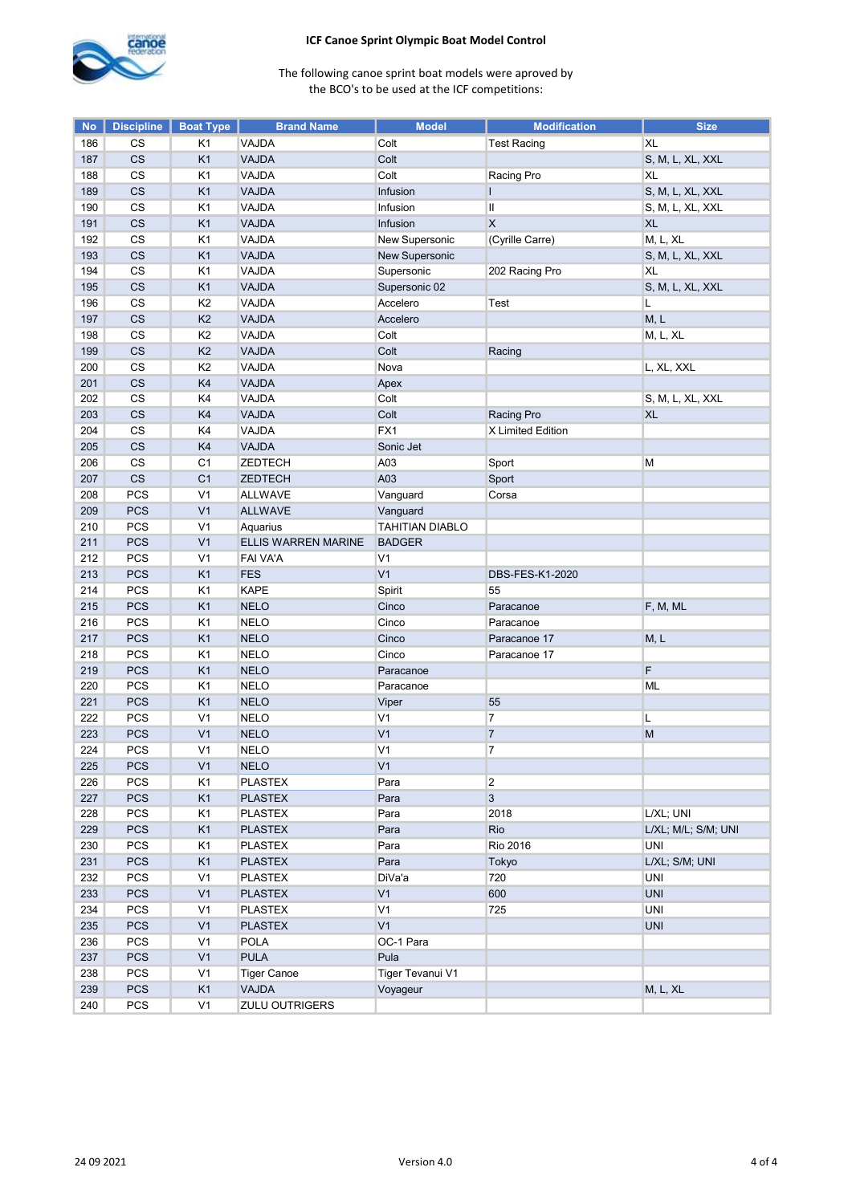**ICF Canoe Sprint Olympic Boat Model Control**

The following canoe sprint boat models were aproved by the BCO's to be used at the ICF competitions:

| No | Discipline | Boat Type | Brand Name | Model | Modification | Size |
|---|---|---|---|---|---|---|
| 186 | CS | K1 | VAJDA | Colt | Test Racing | XL |
| 187 | CS | K1 | VAJDA | Colt | | S, M, L, XL, XXL |
| 188 | CS | K1 | VAJDA | Colt | Racing Pro | XL |
| 189 | CS | K1 | VAJDA | Infusion | I | S, M, L, XL, XXL |
| 190 | CS | K1 | VAJDA | Infusion | II | S, M, L, XL, XXL |
| 191 | CS | K1 | VAJDA | Infusion | X | XL |
| 192 | CS | K1 | VAJDA | New Supersonic | (Cyrille Carre) | M, L, XL |
| 193 | CS | K1 | VAJDA | New Supersonic | | S, M, L, XL, XXL |
| 194 | CS | K1 | VAJDA | Supersonic | 202 Racing Pro | XL |
| 195 | CS | K1 | VAJDA | Supersonic 02 | | S, M, L, XL, XXL |
| 196 | CS | K2 | VAJDA | Accelero | Test | L |
| 197 | CS | K2 | VAJDA | Accelero | | M, L |
| 198 | CS | K2 | VAJDA | Colt | | M, L, XL |
| 199 | CS | K2 | VAJDA | Colt | Racing | |
| 200 | CS | K2 | VAJDA | Nova | | L, XL, XXL |
| 201 | CS | K4 | VAJDA | Apex | | |
| 202 | CS | K4 | VAJDA | Colt | | S, M, L, XL, XXL |
| 203 | CS | K4 | VAJDA | Colt | Racing Pro | XL |
| 204 | CS | K4 | VAJDA | FX1 | X Limited Edition | |
| 205 | CS | K4 | VAJDA | Sonic Jet | | |
| 206 | CS | C1 | ZEDTECH | A03 | Sport | M |
| 207 | CS | C1 | ZEDTECH | A03 | Sport | |
| 208 | PCS | V1 | ALLWAVE | Vanguard | Corsa | |
| 209 | PCS | V1 | ALLWAVE | Vanguard | | |
| 210 | PCS | V1 | Aquarius | TAHITIAN DIABLO | | |
| 211 | PCS | V1 | ELLIS WARREN MARINE | BADGER | | |
| 212 | PCS | V1 | FAI VA'A | V1 | | |
| 213 | PCS | K1 | FES | V1 | DBS-FES-K1-2020 | |
| 214 | PCS | K1 | KAPE | Spirit | 55 | |
| 215 | PCS | K1 | NELO | Cinco | Paracanoe | F, M, ML |
| 216 | PCS | K1 | NELO | Cinco | Paracanoe | |
| 217 | PCS | K1 | NELO | Cinco | Paracanoe 17 | M, L |
| 218 | PCS | K1 | NELO | Cinco | Paracanoe 17 | |
| 219 | PCS | K1 | NELO | Paracanoe | | F |
| 220 | PCS | K1 | NELO | Paracanoe | | ML |
| 221 | PCS | K1 | NELO | Viper | 55 | |
| 222 | PCS | V1 | NELO | V1 | 7 | L |
| 223 | PCS | V1 | NELO | V1 | 7 | M |
| 224 | PCS | V1 | NELO | V1 | 7 | |
| 225 | PCS | V1 | NELO | V1 | | |
| 226 | PCS | K1 | PLASTEX | Para | 2 | |
| 227 | PCS | K1 | PLASTEX | Para | 3 | |
| 228 | PCS | K1 | PLASTEX | Para | 2018 | L/XL; UNI |
| 229 | PCS | K1 | PLASTEX | Para | Rio | L/XL; M/L; S/M; UNI |
| 230 | PCS | K1 | PLASTEX | Para | Rio 2016 | UNI |
| 231 | PCS | K1 | PLASTEX | Para | Tokyo | L/XL; S/M; UNI |
| 232 | PCS | V1 | PLASTEX | DiVa'a | 720 | UNI |
| 233 | PCS | V1 | PLASTEX | V1 | 600 | UNI |
| 234 | PCS | V1 | PLASTEX | V1 | 725 | UNI |
| 235 | PCS | V1 | PLASTEX | V1 | | UNI |
| 236 | PCS | V1 | POLA | OC-1 Para | | |
| 237 | PCS | V1 | PULA | Pula | | |
| 238 | PCS | V1 | Tiger Canoe | Tiger Tevanui V1 | | |
| 239 | PCS | K1 | VAJDA | Voyageur | | M, L, XL |
| 240 | PCS | V1 | ZULU OUTRIGERS | | | |

24 09 2021 Version 4.0